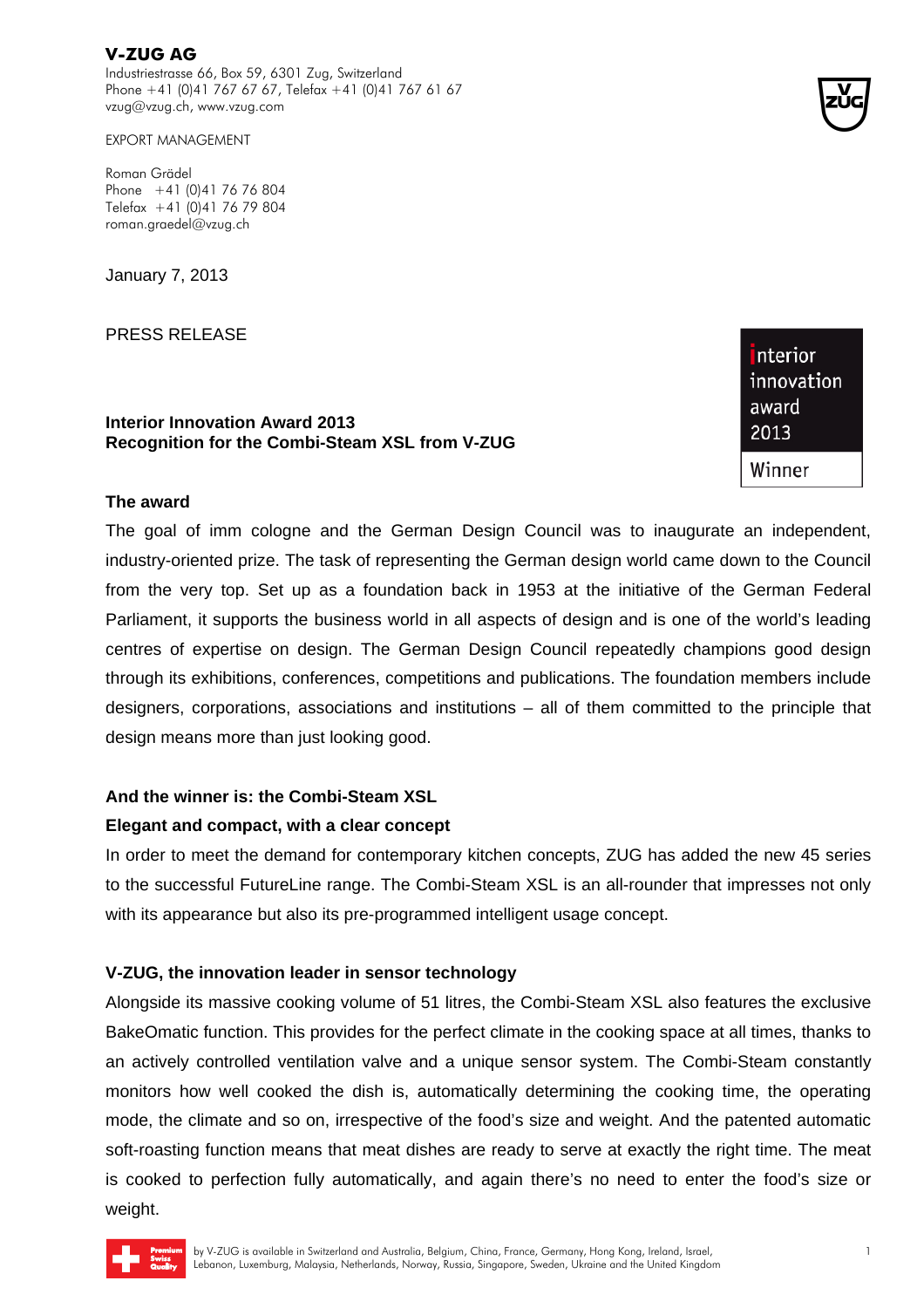**V-ZUG AG**
Industriestrasse 66, Box 59, 6301 Zug, Switzerland
Phone +41 (0)41 767 67 67, Telefax +41 (0)41 767 61 67
vzug@vzug.ch, www.vzug.com

EXPORT MANAGEMENT

Roman Grädel
Phone +41 (0)41 76 76 804
Telefax +41 (0)41 76 79 804
roman.graedel@vzug.ch

January 7, 2013

PRESS RELEASE

interior innovation award 2013
Winner

**Interior Innovation Award 2013**
**Recognition for the Combi-Steam XSL from V-ZUG**

### The award

The goal of imm cologne and the German Design Council was to inaugurate an independent, industry-oriented prize. The task of representing the German design world came down to the Council from the very top. Set up as a foundation back in 1953 at the initiative of the German Federal Parliament, it supports the business world in all aspects of design and is one of the world's leading centres of expertise on design. The German Design Council repeatedly champions good design through its exhibitions, conferences, competitions and publications. The foundation members include designers, corporations, associations and institutions – all of them committed to the principle that design means more than just looking good.

### And the winner is: the Combi-Steam XSL

**Elegant and compact, with a clear concept**

In order to meet the demand for contemporary kitchen concepts, ZUG has added the new 45 series to the successful FutureLine range. The Combi-Steam XSL is an all-rounder that impresses not only with its appearance but also its pre-programmed intelligent usage concept.

### V-ZUG, the innovation leader in sensor technology

Alongside its massive cooking volume of 51 litres, the Combi-Steam XSL also features the exclusive BakeOmatic function. This provides for the perfect climate in the cooking space at all times, thanks to an actively controlled ventilation valve and a unique sensor system. The Combi-Steam constantly monitors how well cooked the dish is, automatically determining the cooking time, the operating mode, the climate and so on, irrespective of the food's size and weight. And the patented automatic soft-roasting function means that meat dishes are ready to serve at exactly the right time. The meat is cooked to perfection fully automatically, and again there's no need to enter the food's size or weight.

Premium Swiss Quality by V-ZUG is available in Switzerland and Australia, Belgium, China, France, Germany, Hong Kong, Ireland, Israel, Lebanon, Luxemburg, Malaysia, Netherlands, Norway, Russia, Singapore, Sweden, Ukraine and the United Kingdom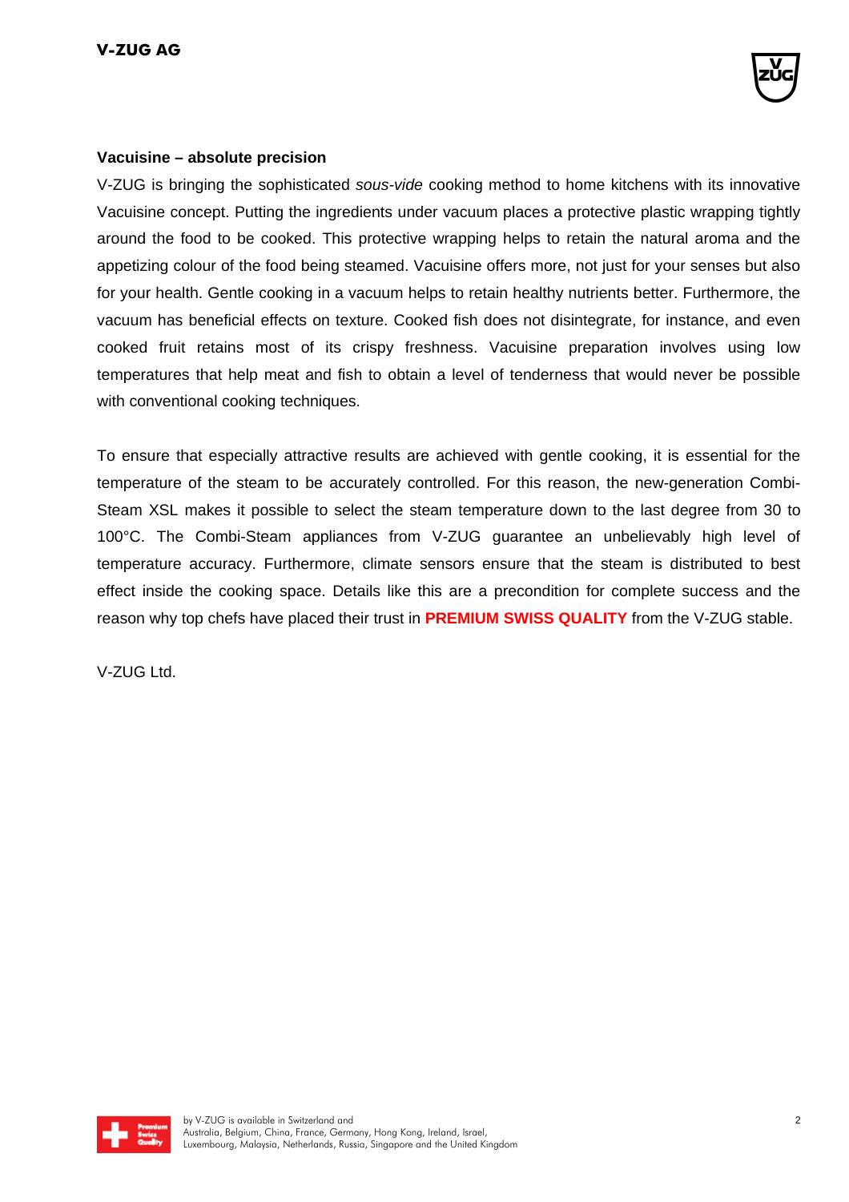**Vacuisine – absolute precision**

V-ZUG is bringing the sophisticated *sous-vide* cooking method to home kitchens with its innovative Vacuisine concept. Putting the ingredients under vacuum places a protective plastic wrapping tightly around the food to be cooked. This protective wrapping helps to retain the natural aroma and the appetizing colour of the food being steamed. Vacuisine offers more, not just for your senses but also for your health. Gentle cooking in a vacuum helps to retain healthy nutrients better. Furthermore, the vacuum has beneficial effects on texture. Cooked fish does not disintegrate, for instance, and even cooked fruit retains most of its crispy freshness. Vacuisine preparation involves using low temperatures that help meat and fish to obtain a level of tenderness that would never be possible with conventional cooking techniques.

To ensure that especially attractive results are achieved with gentle cooking, it is essential for the temperature of the steam to be accurately controlled. For this reason, the new-generation Combi-Steam XSL makes it possible to select the steam temperature down to the last degree from 30 to 100°C. The Combi-Steam appliances from V-ZUG guarantee an unbelievably high level of temperature accuracy. Furthermore, climate sensors ensure that the steam is distributed to best effect inside the cooking space. Details like this are a precondition for complete success and the reason why top chefs have placed their trust in **PREMIUM SWISS QUALITY** from the V-ZUG stable.

V-ZUG Ltd.